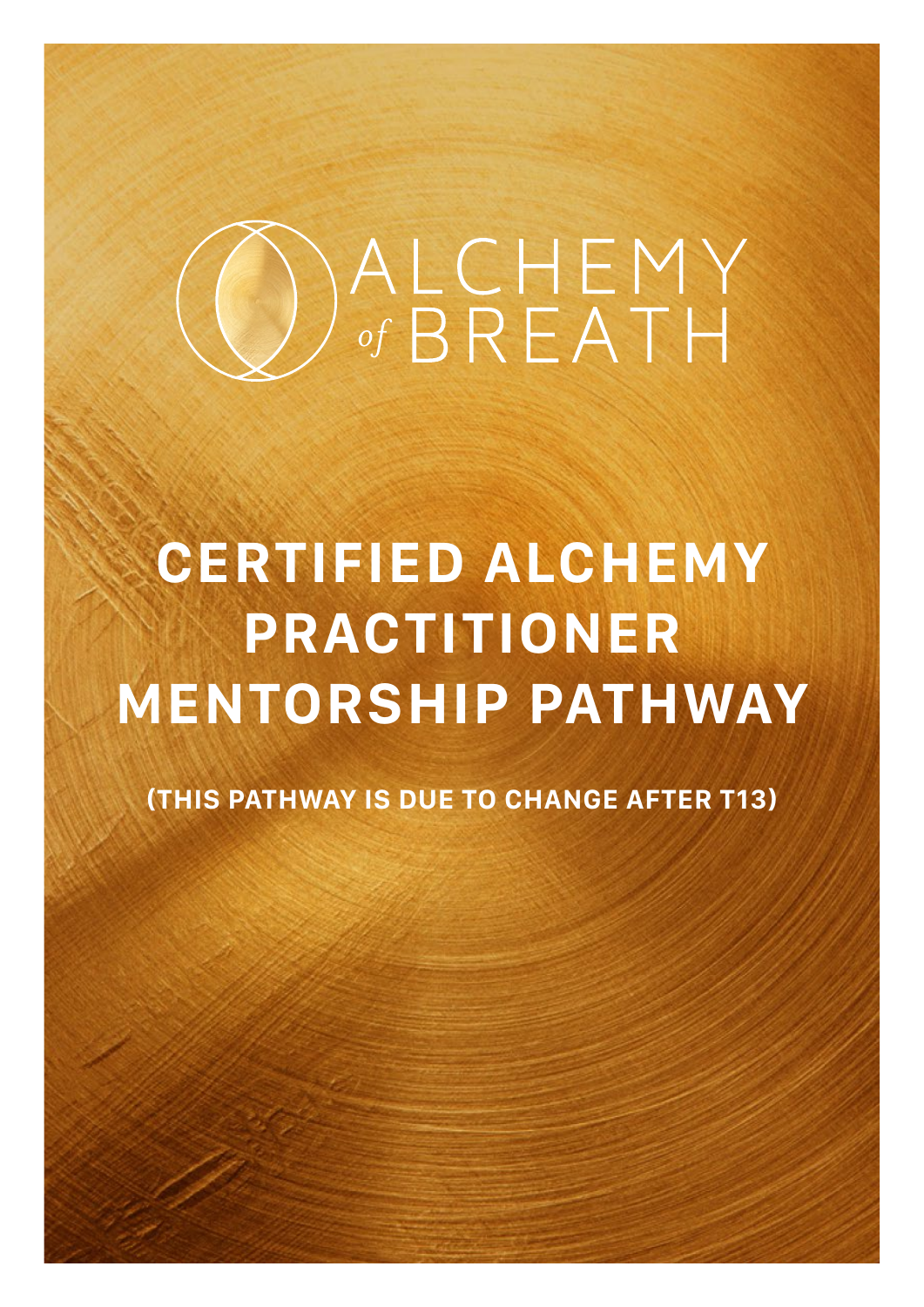ALCHEMY *of* BREATH

# CERTIFIED ALCHEMY PRACTITIONER MENTORSHIP PATHWAY

**(THIS PATHWAY IS DUE TO CHANGE AFTER T13)**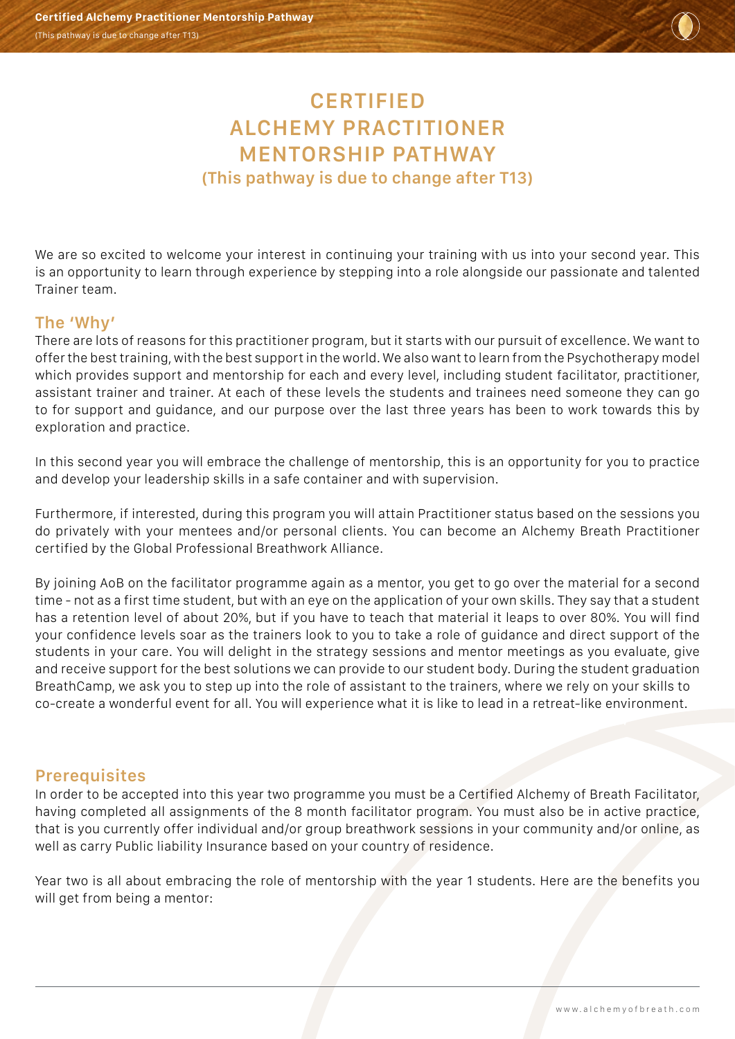# CERTIFIED ALCHEMY PRACTITIONER MENTORSHIP PATHWAY
## (This pathway is due to change after T13)

We are so excited to welcome your interest in continuing your training with us into your second year. This is an opportunity to learn through experience by stepping into a role alongside our passionate and talented Trainer team.

### The 'Why'

There are lots of reasons for this practitioner program, but it starts with our pursuit of excellence. We want to offer the best training, with the best support in the world. We also want to learn from the Psychotherapy model which provides support and mentorship for each and every level, including student facilitator, practitioner, assistant trainer and trainer. At each of these levels the students and trainees need someone they can go to for support and guidance, and our purpose over the last three years has been to work towards this by exploration and practice.

In this second year you will embrace the challenge of mentorship, this is an opportunity for you to practice and develop your leadership skills in a safe container and with supervision.

Furthermore, if interested, during this program you will attain Practitioner status based on the sessions you do privately with your mentees and/or personal clients. You can become an Alchemy Breath Practitioner certified by the Global Professional Breathwork Alliance.

By joining AoB on the facilitator programme again as a mentor, you get to go over the material for a second time - not as a first time student, but with an eye on the application of your own skills. They say that a student has a retention level of about 20%, but if you have to teach that material it leaps to over 80%. You will find your confidence levels soar as the trainers look to you to take a role of guidance and direct support of the students in your care. You will delight in the strategy sessions and mentor meetings as you evaluate, give and receive support for the best solutions we can provide to our student body. During the student graduation BreathCamp, we ask you to step up into the role of assistant to the trainers, where we rely on your skills to co-create a wonderful event for all. You will experience what it is like to lead in a retreat-like environment.

### Prerequisites

In order to be accepted into this year two programme you must be a Certified Alchemy of Breath Facilitator, having completed all assignments of the 8 month facilitator program. You must also be in active practice, that is you currently offer individual and/or group breathwork sessions in your community and/or online, as well as carry Public liability Insurance based on your country of residence.

Year two is all about embracing the role of mentorship with the year 1 students. Here are the benefits you will get from being a mentor: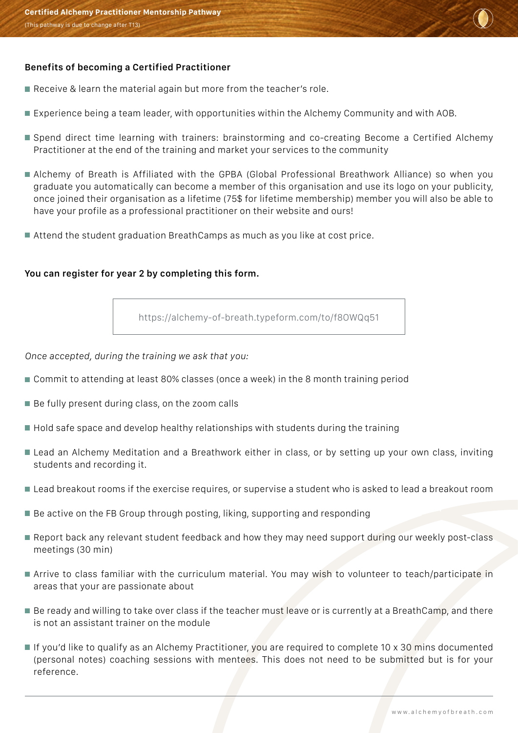**Benefits of becoming a Certified Practitioner**

- Receive & learn the material again but more from the teacher's role.
- Experience being a team leader, with opportunities within the Alchemy Community and with AOB.
- Spend direct time learning with trainers: brainstorming and co-creating Become a Certified Alchemy Practitioner at the end of the training and market your services to the community
- Alchemy of Breath is Affiliated with the GPBA (Global Professional Breathwork Alliance) so when you graduate you automatically can become a member of this organisation and use its logo on your publicity, once joined their organisation as a lifetime (75$ for lifetime membership) member you will also be able to have your profile as a professional practitioner on their website and ours!
- Attend the student graduation BreathCamps as much as you like at cost price.

**You can register for year 2 by completing this form.**

https://alchemy-of-breath.typeform.com/to/f8OWQq51

*Once accepted, during the training we ask that you:*

- Commit to attending at least 80% classes (once a week) in the 8 month training period
- Be fully present during class, on the zoom calls
- Hold safe space and develop healthy relationships with students during the training
- Lead an Alchemy Meditation and a Breathwork either in class, or by setting up your own class, inviting students and recording it.
- Lead breakout rooms if the exercise requires, or supervise a student who is asked to lead a breakout room
- Be active on the FB Group through posting, liking, supporting and responding
- Report back any relevant student feedback and how they may need support during our weekly post-class meetings (30 min)
- Arrive to class familiar with the curriculum material. You may wish to volunteer to teach/participate in areas that your are passionate about
- Be ready and willing to take over class if the teacher must leave or is currently at a BreathCamp, and there is not an assistant trainer on the module
- If you'd like to qualify as an Alchemy Practitioner, you are required to complete 10 x 30 mins documented (personal notes) coaching sessions with mentees. This does not need to be submitted but is for your reference.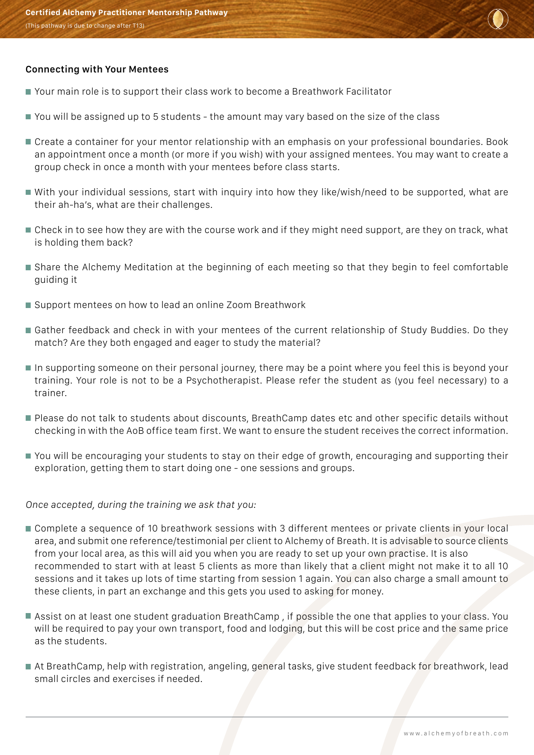### Connecting with Your Mentees

- Your main role is to support their class work to become a Breathwork Facilitator
- You will be assigned up to 5 students - the amount may vary based on the size of the class
- Create a container for your mentor relationship with an emphasis on your professional boundaries. Book an appointment once a month (or more if you wish) with your assigned mentees. You may want to create a group check in once a month with your mentees before class starts.
- With your individual sessions, start with inquiry into how they like/wish/need to be supported, what are their ah-ha's, what are their challenges.
- Check in to see how they are with the course work and if they might need support, are they on track, what is holding them back?
- Share the Alchemy Meditation at the beginning of each meeting so that they begin to feel comfortable guiding it
- Support mentees on how to lead an online Zoom Breathwork
- Gather feedback and check in with your mentees of the current relationship of Study Buddies. Do they match? Are they both engaged and eager to study the material?
- In supporting someone on their personal journey, there may be a point where you feel this is beyond your training. Your role is not to be a Psychotherapist. Please refer the student as (you feel necessary) to a trainer.
- Please do not talk to students about discounts, BreathCamp dates etc and other specific details without checking in with the AoB office team first. We want to ensure the student receives the correct information.
- You will be encouraging your students to stay on their edge of growth, encouraging and supporting their exploration, getting them to start doing one - one sessions and groups.

*Once accepted, during the training we ask that you:*

- Complete a sequence of 10 breathwork sessions with 3 different mentees or private clients in your local area, and submit one reference/testimonial per client to Alchemy of Breath. It is advisable to source clients from your local area, as this will aid you when you are ready to set up your own practise. It is also recommended to start with at least 5 clients as more than likely that a client might not make it to all 10 sessions and it takes up lots of time starting from session 1 again. You can also charge a small amount to these clients, in part an exchange and this gets you used to asking for money.
- Assist on at least one student graduation BreathCamp , if possible the one that applies to your class. You will be required to pay your own transport, food and lodging, but this will be cost price and the same price as the students.
- At BreathCamp, help with registration, angeling, general tasks, give student feedback for breathwork, lead small circles and exercises if needed.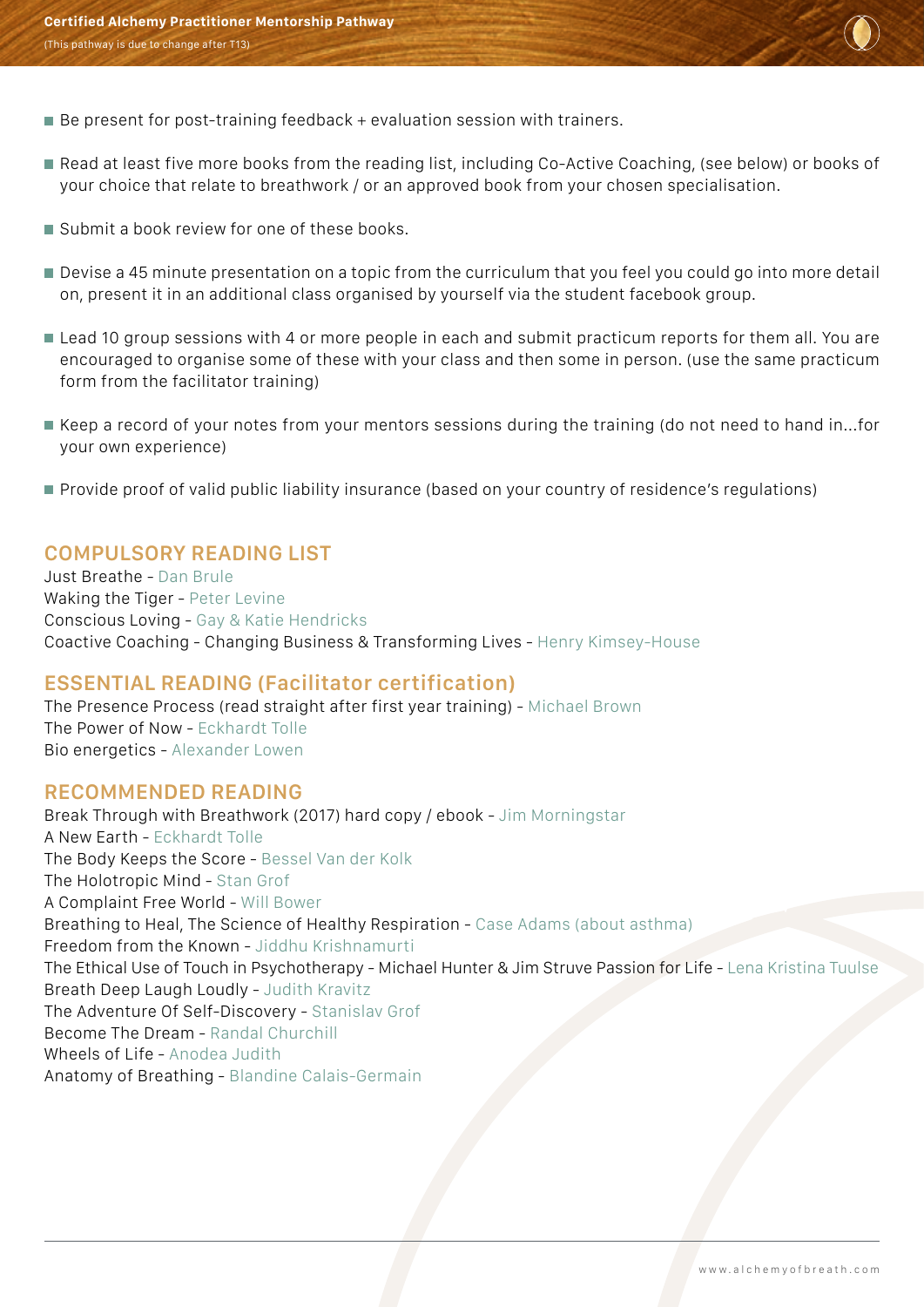- Be present for post-training feedback + evaluation session with trainers.
- Read at least five more books from the reading list, including Co-Active Coaching, (see below) or books of your choice that relate to breathwork / or an approved book from your chosen specialisation.
- Submit a book review for one of these books.
- Devise a 45 minute presentation on a topic from the curriculum that you feel you could go into more detail on, present it in an additional class organised by yourself via the student facebook group.
- Lead 10 group sessions with 4 or more people in each and submit practicum reports for them all. You are encouraged to organise some of these with your class and then some in person. (use the same practicum form from the facilitator training)
- Keep a record of your notes from your mentors sessions during the training (do not need to hand in...for your own experience)
- Provide proof of valid public liability insurance (based on your country of residence's regulations)

## COMPULSORY READING LIST

Just Breathe - Dan Brule
Waking the Tiger - Peter Levine
Conscious Loving - Gay & Katie Hendricks
Coactive Coaching - Changing Business & Transforming Lives - Henry Kimsey-House

## ESSENTIAL READING (Facilitator certification)

The Presence Process (read straight after first year training) - Michael Brown
The Power of Now - Eckhardt Tolle
Bio energetics - Alexander Lowen

## RECOMMENDED READING

Break Through with Breathwork (2017) hard copy / ebook - Jim Morningstar
A New Earth - Eckhardt Tolle
The Body Keeps the Score - Bessel Van der Kolk
The Holotropic Mind - Stan Grof
A Complaint Free World - Will Bower
Breathing to Heal, The Science of Healthy Respiration - Case Adams (about asthma)
Freedom from the Known - Jiddhu Krishnamurti
The Ethical Use of Touch in Psychotherapy - Michael Hunter & Jim Struve Passion for Life - Lena Kristina Tuulse
Breath Deep Laugh Loudly - Judith Kravitz
The Adventure Of Self-Discovery - Stanislav Grof
Become The Dream - Randal Churchill
Wheels of Life - Anodea Judith
Anatomy of Breathing - Blandine Calais-Germain